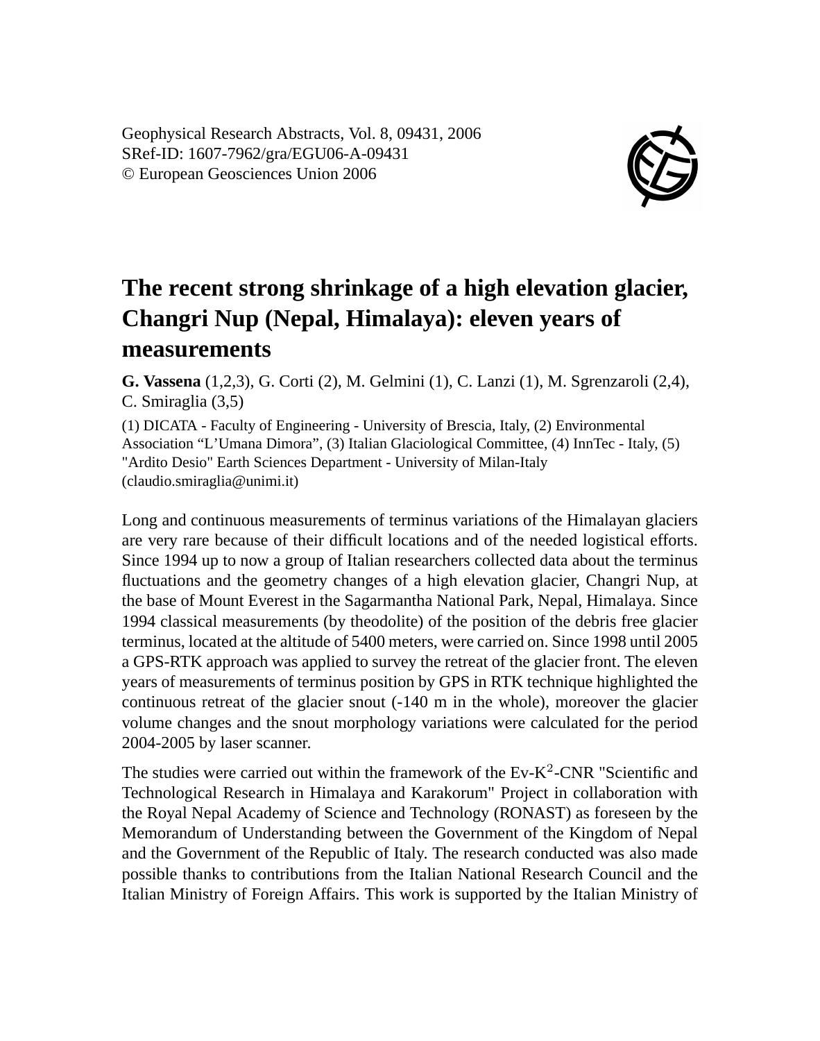Geophysical Research Abstracts, Vol. 8, 09431, 2006
SRef-ID: 1607-7962/gra/EGU06-A-09431
© European Geosciences Union 2006

# The recent strong shrinkage of a high elevation glacier, Changri Nup (Nepal, Himalaya): eleven years of measurements

**G. Vassena** (1,2,3), G. Corti (2), M. Gelmini (1), C. Lanzi (1), M. Sgrenzaroli (2,4), C. Smiraglia (3,5)

(1) DICATA - Faculty of Engineering - University of Brescia, Italy, (2) Environmental Association "L'Umana Dimora", (3) Italian Glaciological Committee, (4) InnTec - Italy, (5) "Ardito Desio" Earth Sciences Department - University of Milan-Italy (claudio.smiraglia@unimi.it)

Long and continuous measurements of terminus variations of the Himalayan glaciers are very rare because of their difficult locations and of the needed logistical efforts. Since 1994 up to now a group of Italian researchers collected data about the terminus fluctuations and the geometry changes of a high elevation glacier, Changri Nup, at the base of Mount Everest in the Sagarmantha National Park, Nepal, Himalaya. Since 1994 classical measurements (by theodolite) of the position of the debris free glacier terminus, located at the altitude of 5400 meters, were carried on. Since 1998 until 2005 a GPS-RTK approach was applied to survey the retreat of the glacier front. The eleven years of measurements of terminus position by GPS in RTK technique highlighted the continuous retreat of the glacier snout (-140 m in the whole), moreover the glacier volume changes and the snout morphology variations were calculated for the period 2004-2005 by laser scanner.

The studies were carried out within the framework of the Ev-K$^2$-CNR "Scientific and Technological Research in Himalaya and Karakorum" Project in collaboration with the Royal Nepal Academy of Science and Technology (RONAST) as foreseen by the Memorandum of Understanding between the Government of the Kingdom of Nepal and the Government of the Republic of Italy. The research conducted was also made possible thanks to contributions from the Italian National Research Council and the Italian Ministry of Foreign Affairs. This work is supported by the Italian Ministry of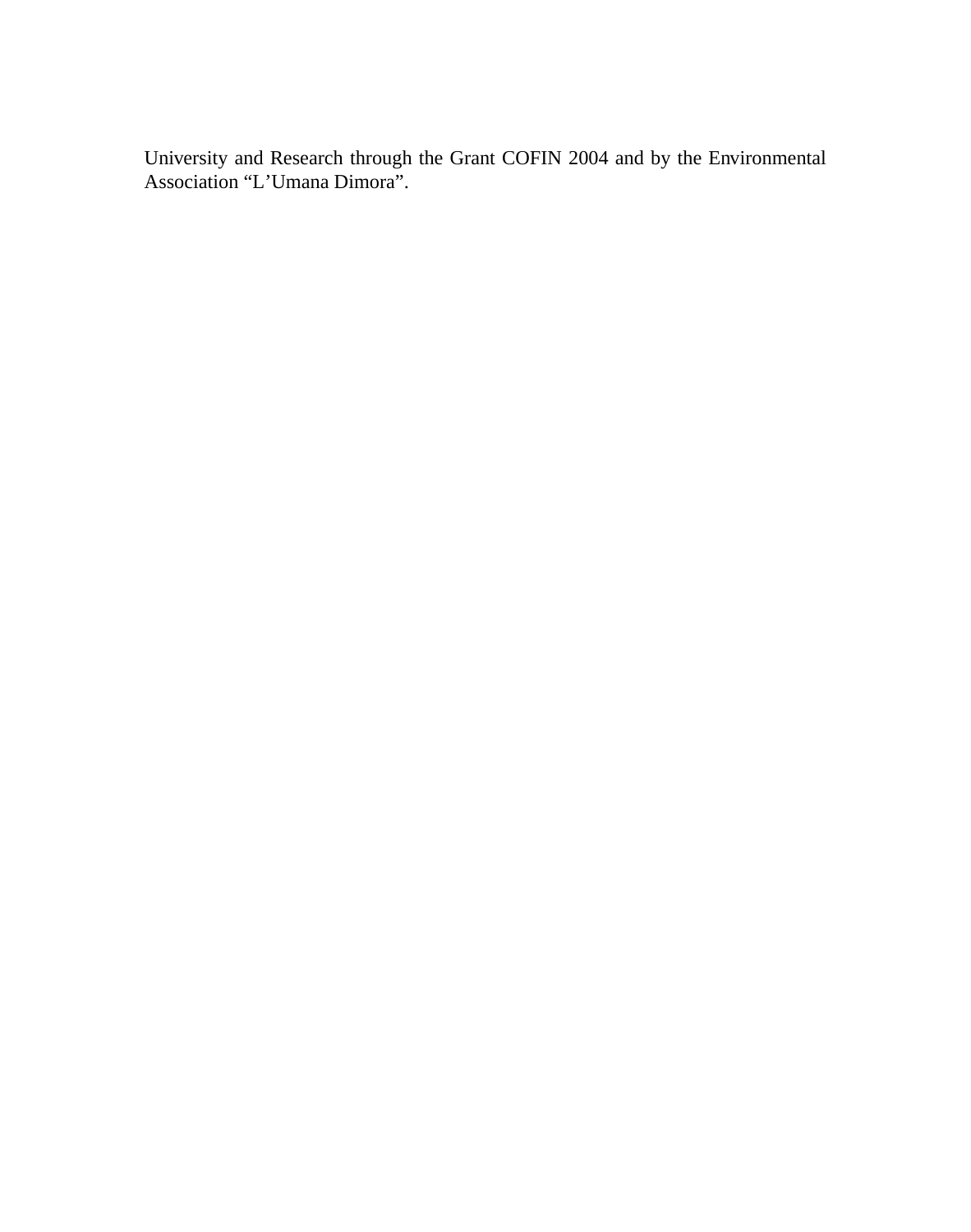University and Research through the Grant COFIN 2004 and by the Environmental Association “L’Umana Dimora”.